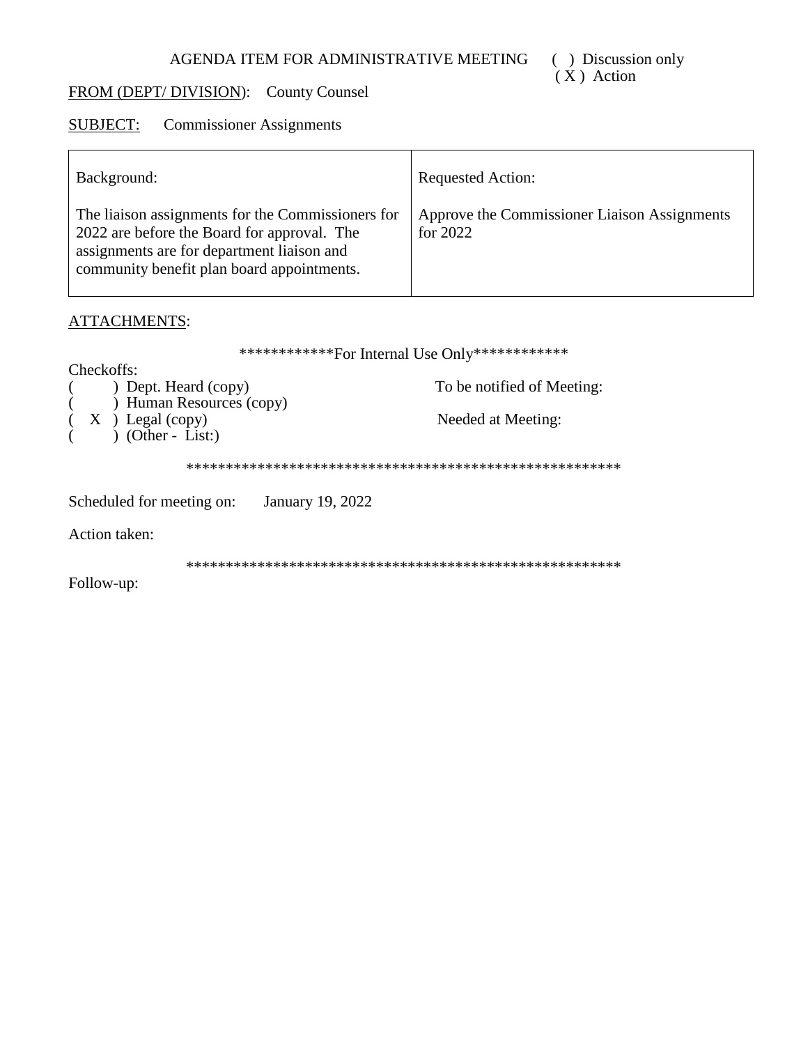AGENDA ITEM FOR ADMINISTRATIVE MEETING ( ) Discussion only
( X ) Action

FROM (DEPT/ DIVISION): County Counsel

SUBJECT: Commissioner Assignments

| Background: | Requested Action: |
|---|---|
| The liaison assignments for the Commissioners for 2022 are before the Board for approval. The assignments are for department liaison and community benefit plan board appointments. | Approve the Commissioner Liaison Assignments for 2022 |

ATTACHMENTS:

************For Internal Use Only************

Checkoffs:

( ) Dept. Heard (copy)
( ) Human Resources (copy)
( X ) Legal (copy)
( ) (Other - List:)

To be notified of Meeting:

Needed at Meeting:

********************************************************

Scheduled for meeting on: January 19, 2022

Action taken:

********************************************************

Follow-up: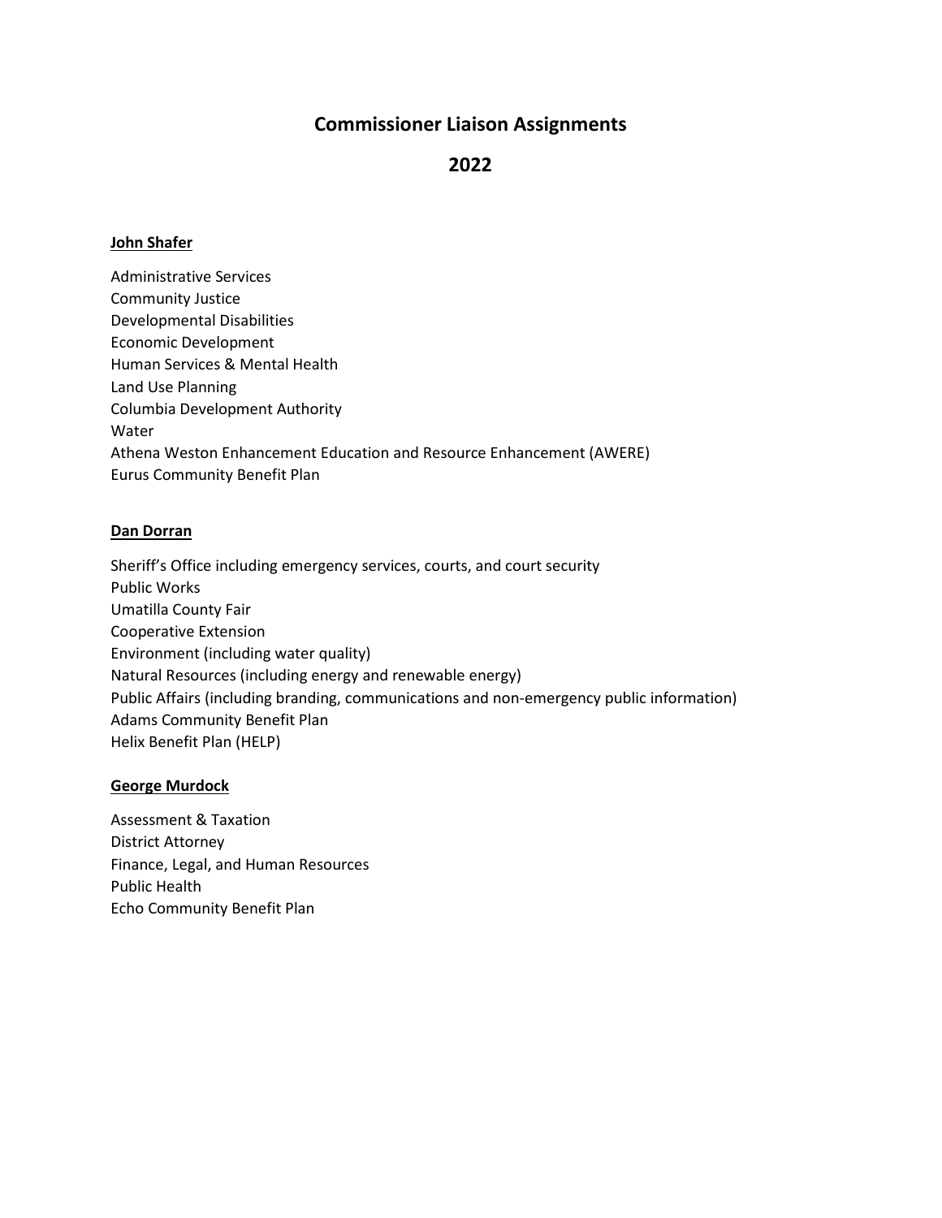# Commissioner Liaison Assignments

# 2022

**John Shafer**

Administrative Services
Community Justice
Developmental Disabilities
Economic Development
Human Services & Mental Health
Land Use Planning
Columbia Development Authority
Water
Athena Weston Enhancement Education and Resource Enhancement (AWERE)
Eurus Community Benefit Plan

**Dan Dorran**

Sheriff's Office including emergency services, courts, and court security
Public Works
Umatilla County Fair
Cooperative Extension
Environment (including water quality)
Natural Resources (including energy and renewable energy)
Public Affairs (including branding, communications and non-emergency public information)
Adams Community Benefit Plan
Helix Benefit Plan (HELP)

**George Murdock**

Assessment & Taxation
District Attorney
Finance, Legal, and Human Resources
Public Health
Echo Community Benefit Plan